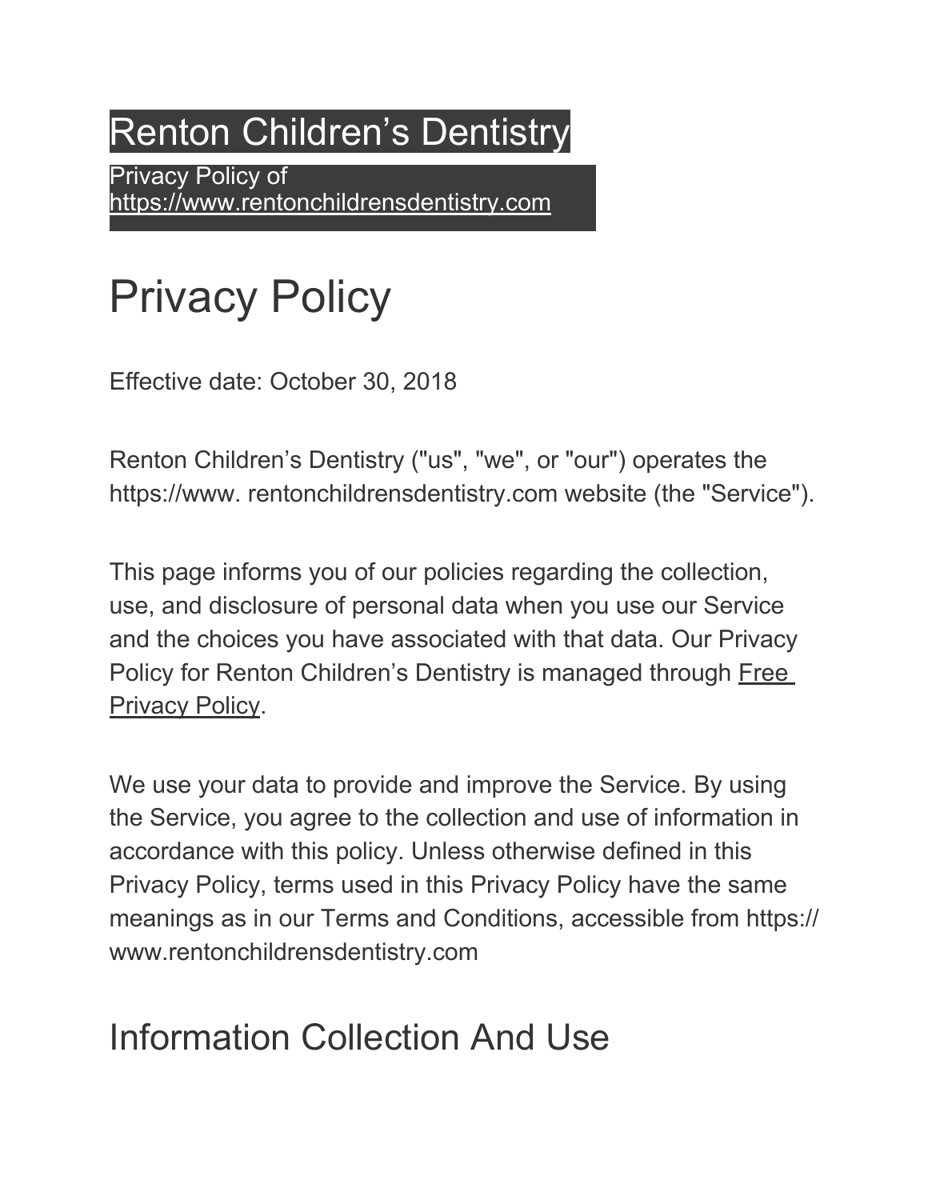# Renton Children's Dentistry

Privacy Policy of [https://www.rentonchildrensdentistry.com](https://www.rentonchildrensdentistry.com)

# Privacy Policy

Effective date: October 30, 2018

Renton Children's Dentistry ("us", "we", or "our") operates the https://www. rentonchildrensdentistry.com website (the "Service").

This page informs you of our policies regarding the collection, use, and disclosure of personal data when you use our Service and the choices you have associated with that data. Our Privacy Policy for Renton Children's Dentistry is managed through Free Privacy Policy.

We use your data to provide and improve the Service. By using the Service, you agree to the collection and use of information in accordance with this policy. Unless otherwise defined in this Privacy Policy, terms used in this Privacy Policy have the same meanings as in our Terms and Conditions, accessible from https:// www.rentonchildrensdentistry.com

## Information Collection And Use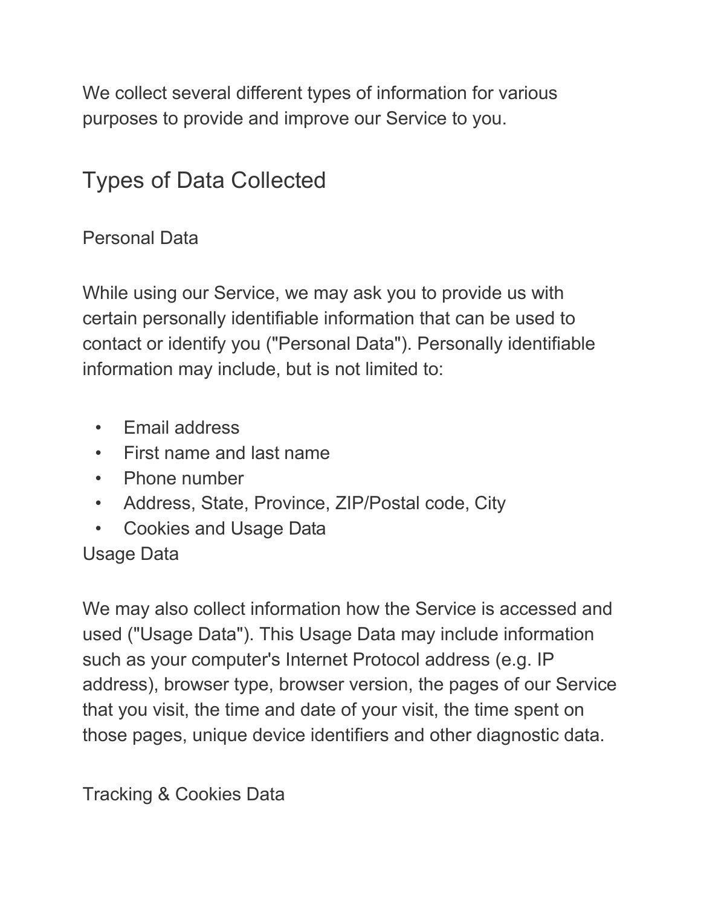We collect several different types of information for various purposes to provide and improve our Service to you.

## Types of Data Collected

### Personal Data

While using our Service, we may ask you to provide us with certain personally identifiable information that can be used to contact or identify you ("Personal Data"). Personally identifiable information may include, but is not limited to:

- Email address
- First name and last name
- Phone number
- Address, State, Province, ZIP/Postal code, City
- Cookies and Usage Data

### Usage Data

We may also collect information how the Service is accessed and used ("Usage Data"). This Usage Data may include information such as your computer's Internet Protocol address (e.g. IP address), browser type, browser version, the pages of our Service that you visit, the time and date of your visit, the time spent on those pages, unique device identifiers and other diagnostic data.

### Tracking & Cookies Data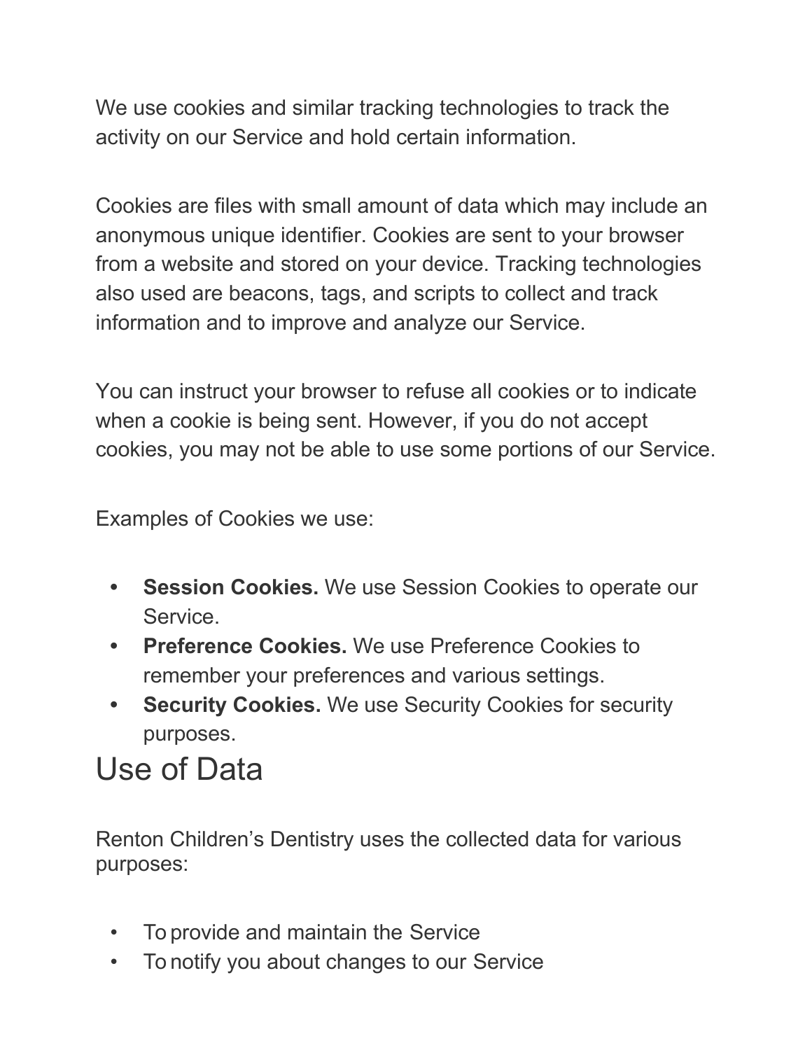We use cookies and similar tracking technologies to track the activity on our Service and hold certain information.

Cookies are files with small amount of data which may include an anonymous unique identifier. Cookies are sent to your browser from a website and stored on your device. Tracking technologies also used are beacons, tags, and scripts to collect and track information and to improve and analyze our Service.

You can instruct your browser to refuse all cookies or to indicate when a cookie is being sent. However, if you do not accept cookies, you may not be able to use some portions of our Service.

Examples of Cookies we use:

- **Session Cookies.** We use Session Cookies to operate our Service.
- **Preference Cookies.** We use Preference Cookies to remember your preferences and various settings.
- **Security Cookies.** We use Security Cookies for security purposes.

## Use of Data

Renton Children's Dentistry uses the collected data for various purposes:

- To provide and maintain the Service
- To notify you about changes to our Service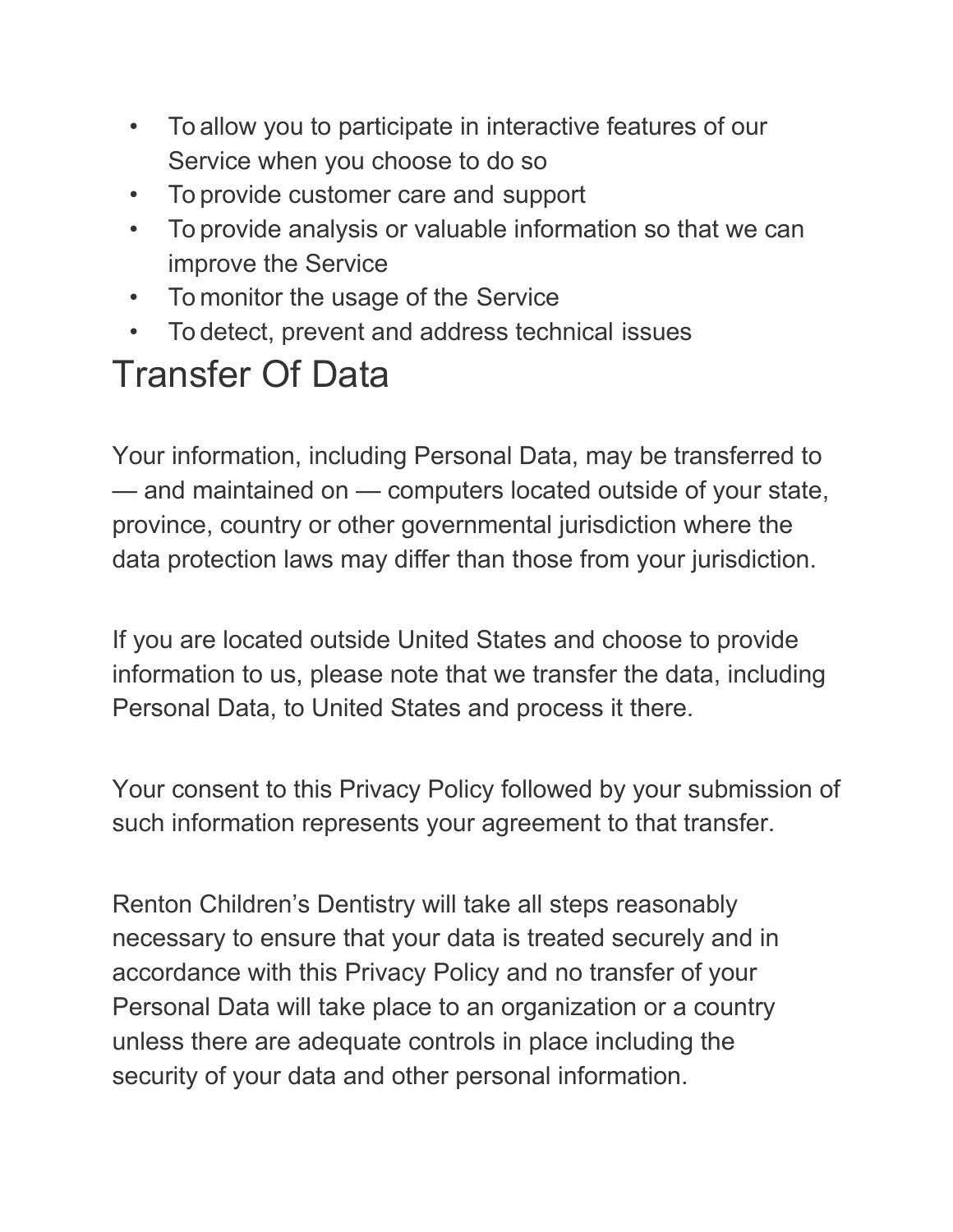- To allow you to participate in interactive features of our Service when you choose to do so
- To provide customer care and support
- To provide analysis or valuable information so that we can improve the Service
- To monitor the usage of the Service
- To detect, prevent and address technical issues

# Transfer Of Data

Your information, including Personal Data, may be transferred to — and maintained on — computers located outside of your state, province, country or other governmental jurisdiction where the data protection laws may differ than those from your jurisdiction.

If you are located outside United States and choose to provide information to us, please note that we transfer the data, including Personal Data, to United States and process it there.

Your consent to this Privacy Policy followed by your submission of such information represents your agreement to that transfer.

Renton Children's Dentistry will take all steps reasonably necessary to ensure that your data is treated securely and in accordance with this Privacy Policy and no transfer of your Personal Data will take place to an organization or a country unless there are adequate controls in place including the security of your data and other personal information.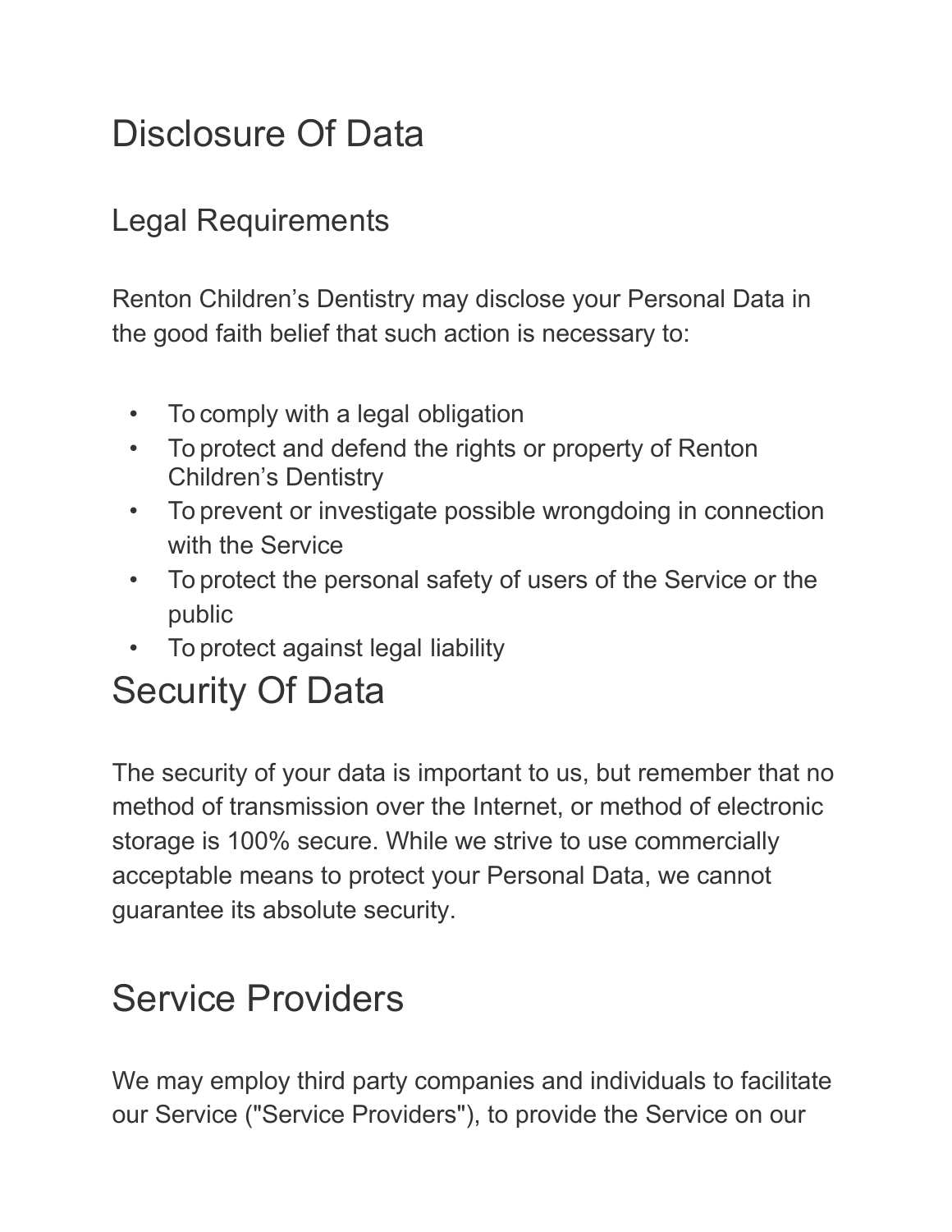# Disclosure Of Data

## Legal Requirements

Renton Children's Dentistry may disclose your Personal Data in the good faith belief that such action is necessary to:

- To comply with a legal obligation
- To protect and defend the rights or property of Renton Children's Dentistry
- To prevent or investigate possible wrongdoing in connection with the Service
- To protect the personal safety of users of the Service or the public
- To protect against legal liability

# Security Of Data

The security of your data is important to us, but remember that no method of transmission over the Internet, or method of electronic storage is 100% secure. While we strive to use commercially acceptable means to protect your Personal Data, we cannot guarantee its absolute security.

# Service Providers

We may employ third party companies and individuals to facilitate our Service ("Service Providers"), to provide the Service on our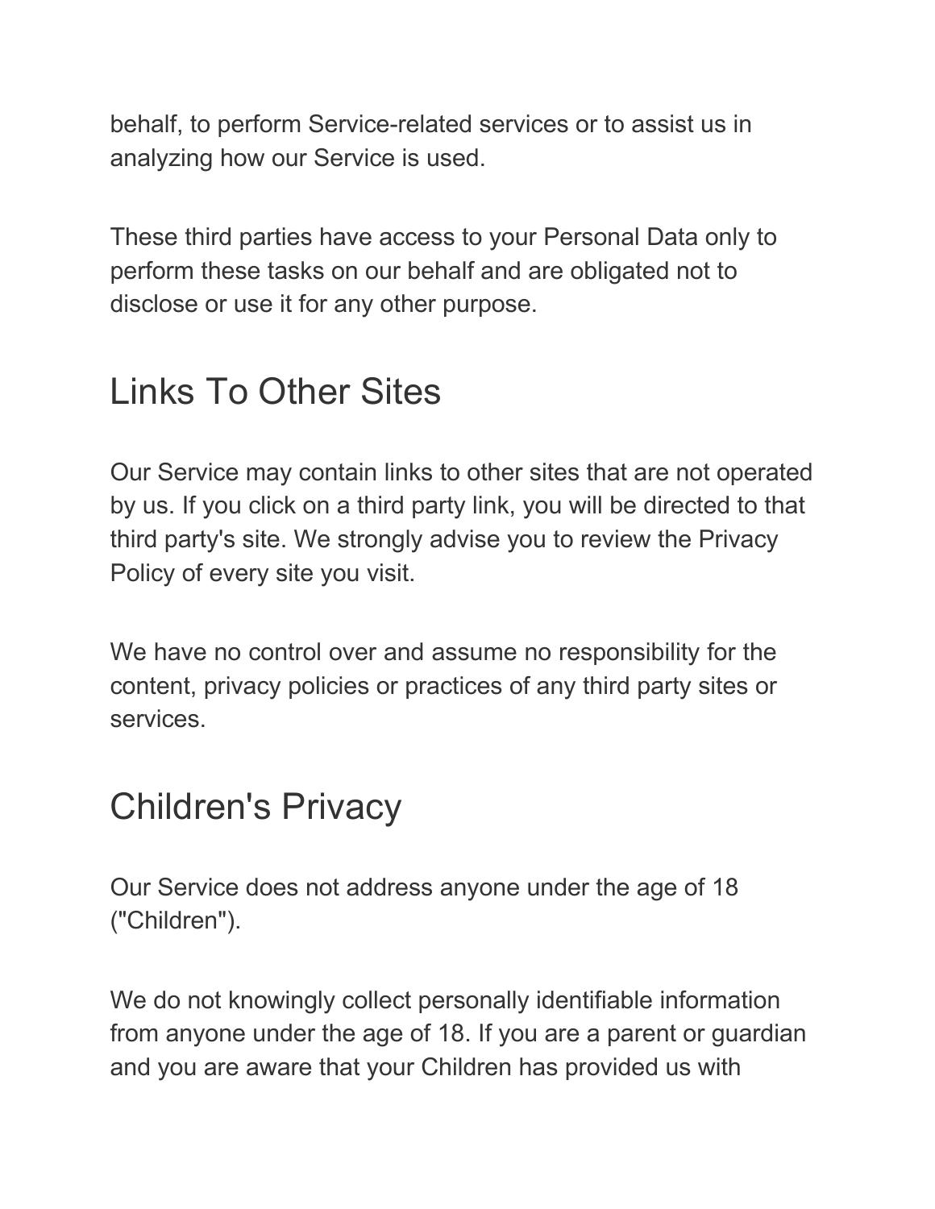behalf, to perform Service-related services or to assist us in analyzing how our Service is used.

These third parties have access to your Personal Data only to perform these tasks on our behalf and are obligated not to disclose or use it for any other purpose.

## Links To Other Sites

Our Service may contain links to other sites that are not operated by us. If you click on a third party link, you will be directed to that third party's site. We strongly advise you to review the Privacy Policy of every site you visit.

We have no control over and assume no responsibility for the content, privacy policies or practices of any third party sites or services.

## Children's Privacy

Our Service does not address anyone under the age of 18 ("Children").

We do not knowingly collect personally identifiable information from anyone under the age of 18. If you are a parent or guardian and you are aware that your Children has provided us with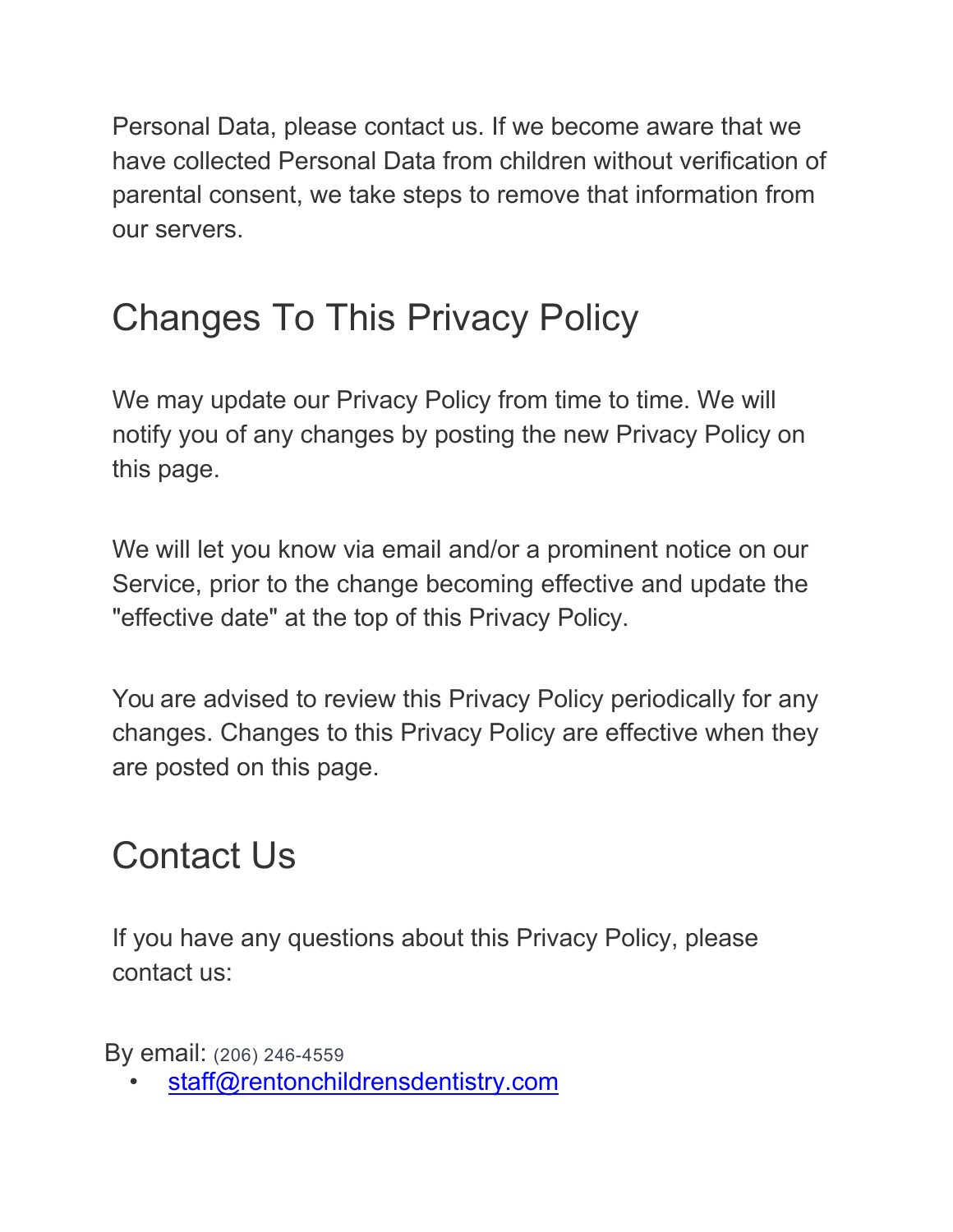Personal Data, please contact us. If we become aware that we have collected Personal Data from children without verification of parental consent, we take steps to remove that information from our servers.

## Changes To This Privacy Policy

We may update our Privacy Policy from time to time. We will notify you of any changes by posting the new Privacy Policy on this page.

We will let you know via email and/or a prominent notice on our Service, prior to the change becoming effective and update the "effective date" at the top of this Privacy Policy.

You are advised to review this Privacy Policy periodically for any changes. Changes to this Privacy Policy are effective when they are posted on this page.

## Contact Us

If you have any questions about this Privacy Policy, please contact us:

By email: (206) 246-4559

- staff@rentonchildrensdentistry.com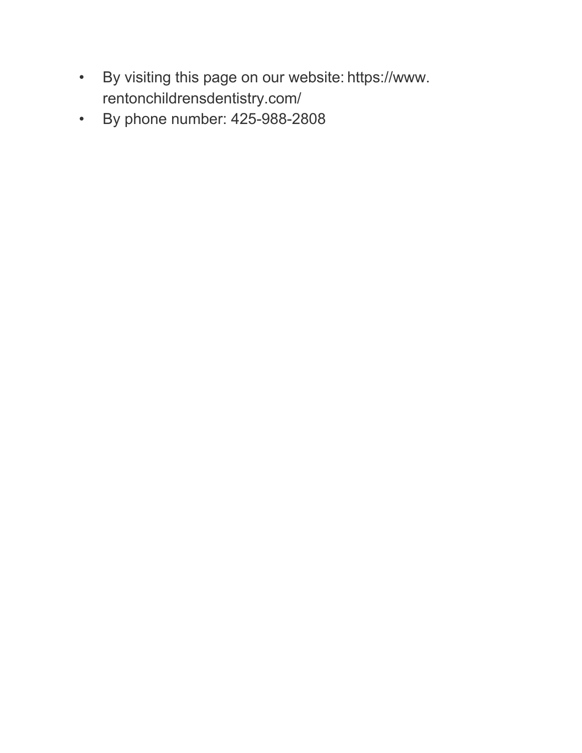- By visiting this page on our website: https://www.rentonchildrensdentistry.com/
- By phone number: 425-988-2808